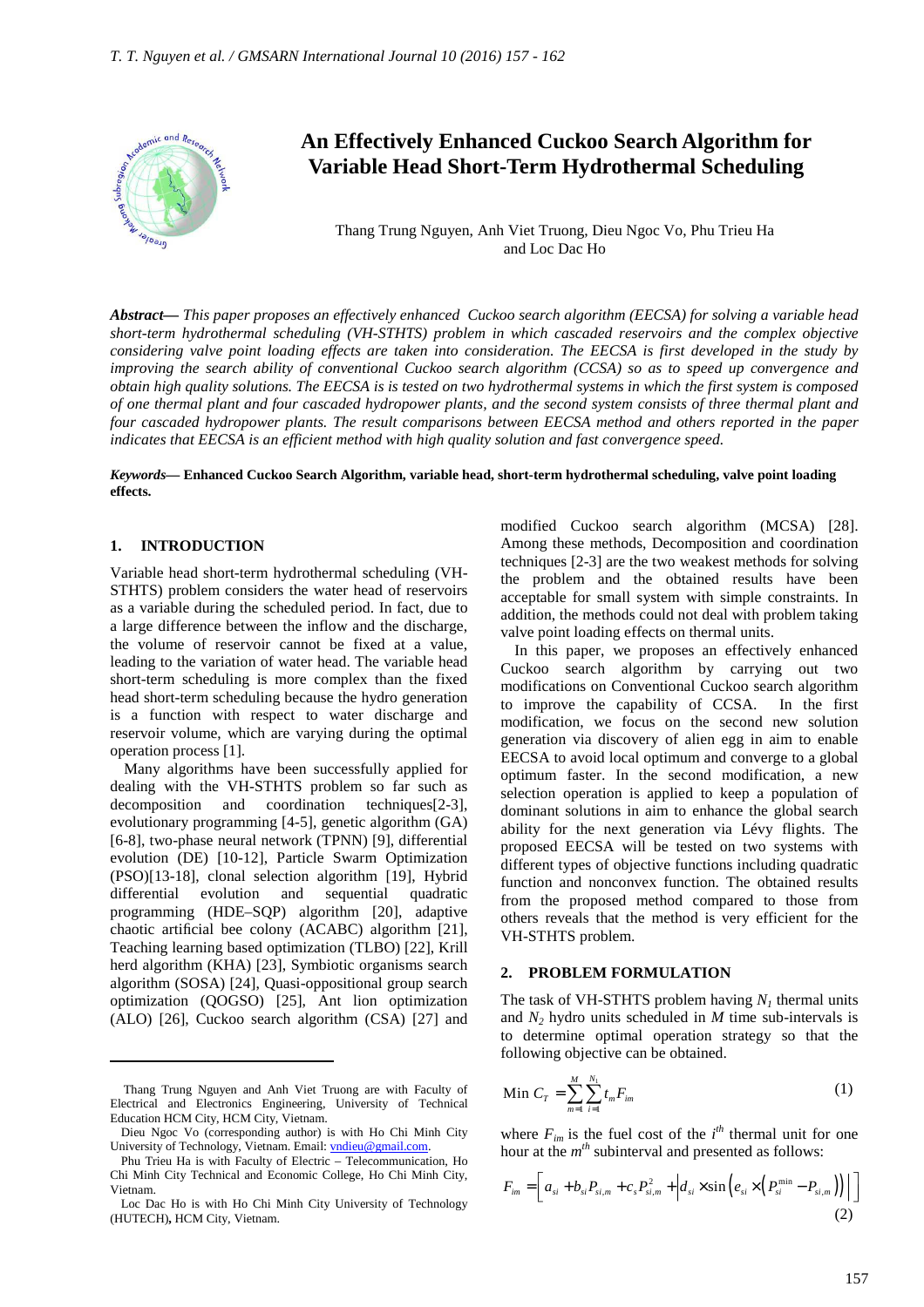# An Effectively Enhanced Cuckoo Search Algorithm for Variable Head Short-Term Hydrothermal Scheduling

Thang Trung Nguyen, Anh Viet Truong, Dieu Ngoc Vo, Phu Trieu Ha and Loc Dac Ho

***Abstract*—** *This paper proposes an effectively enhanced Cuckoo search algorithm (EECSA) for solving a variable head short-term hydrothermal scheduling (VH-STHTS) problem in which cascaded reservoirs and the complex objective considering valve point loading effects are taken into consideration. The EECSA is first developed in the study by improving the search ability of conventional Cuckoo search algorithm (CCSA) so as to speed up convergence and obtain high quality solutions. The EECSA is is tested on two hydrothermal systems in which the first system is composed of one thermal plant and four cascaded hydropower plants, and the second system consists of three thermal plant and four cascaded hydropower plants. The result comparisons between EECSA method and others reported in the paper indicates that EECSA is an efficient method with high quality solution and fast convergence speed.*

***Keywords*— Enhanced Cuckoo Search Algorithm, variable head, short-term hydrothermal scheduling, valve point loading effects.**

## 1. INTRODUCTION

Variable head short-term hydrothermal scheduling (VH-STHTS) problem considers the water head of reservoirs as a variable during the scheduled period. In fact, due to a large difference between the inflow and the discharge, the volume of reservoir cannot be fixed at a value, leading to the variation of water head. The variable head short-term scheduling is more complex than the fixed head short-term scheduling because the hydro generation is a function with respect to water discharge and reservoir volume, which are varying during the optimal operation process [1].

Many algorithms have been successfully applied for dealing with the VH-STHTS problem so far such as decomposition and coordination techniques[2-3], evolutionary programming [4-5], genetic algorithm (GA) [6-8], two-phase neural network (TPNN) [9], differential evolution (DE) [10-12], Particle Swarm Optimization (PSO)[13-18], clonal selection algorithm [19], Hybrid differential evolution and sequential quadratic programming (HDE–SQP) algorithm [20], adaptive chaotic artificial bee colony (ACABC) algorithm [21], Teaching learning based optimization (TLBO) [22], Krill herd algorithm (KHA) [23], Symbiotic organisms search algorithm (SOSA) [24], Quasi-oppositional group search optimization (QOGSO) [25], Ant lion optimization (ALO) [26], Cuckoo search algorithm (CSA) [27] and modified Cuckoo search algorithm (MCSA) [28]. Among these methods, Decomposition and coordination techniques [2-3] are the two weakest methods for solving the problem and the obtained results have been acceptable for small system with simple constraints. In addition, the methods could not deal with problem taking valve point loading effects on thermal units.

In this paper, we proposes an effectively enhanced Cuckoo search algorithm by carrying out two modifications on Conventional Cuckoo search algorithm to improve the capability of CCSA. In the first modification, we focus on the second new solution generation via discovery of alien egg in aim to enable EECSA to avoid local optimum and converge to a global optimum faster. In the second modification, a new selection operation is applied to keep a population of dominant solutions in aim to enhance the global search ability for the next generation via Lévy flights. The proposed EECSA will be tested on two systems with different types of objective functions including quadratic function and nonconvex function. The obtained results from the proposed method compared to those from others reveals that the method is very efficient for the VH-STHTS problem.

## 2. PROBLEM FORMULATION

The task of VH-STHTS problem having $N_1$ thermal units and $N_2$ hydro units scheduled in $M$ time sub-intervals is to determine optimal operation strategy so that the following objective can be obtained.

$$\text{Min } C_T = \sum_{m=1}^{M}\sum_{i=1}^{N_1} t_m F_{im} \tag{1}$$

where $F_{im}$ is the fuel cost of the $i^{th}$ thermal unit for one hour at the $m^{th}$ subinterval and presented as follows:

$$F_{im} = \left[ a_{si} + b_{si}P_{si,m} + c_s P_{si,m}^2 + \left| d_{si} \times \sin\left( e_{si} \times \left( P_{si}^{\min} - P_{si,m} \right) \right) \right| \right] \tag{2}$$

Thang Trung Nguyen and Anh Viet Truong are with Faculty of Electrical and Electronics Engineering, University of Technical Education HCM City, Ho Chi Minh City, Vietnam.

Dieu Ngoc Vo (corresponding author) is with Ho Chi Minh City University of Technology, Vietnam. Email: vndieu@gmail.com.

Phu Trieu Ha is with Faculty of Electric – Telecommunication, Ho Chi Minh City Technical and Economic College, Ho Chi Minh City, Vietnam.

Loc Dac Ho is with Ho Chi Minh City University of Technology (HUTECH), HCM City, Vietnam.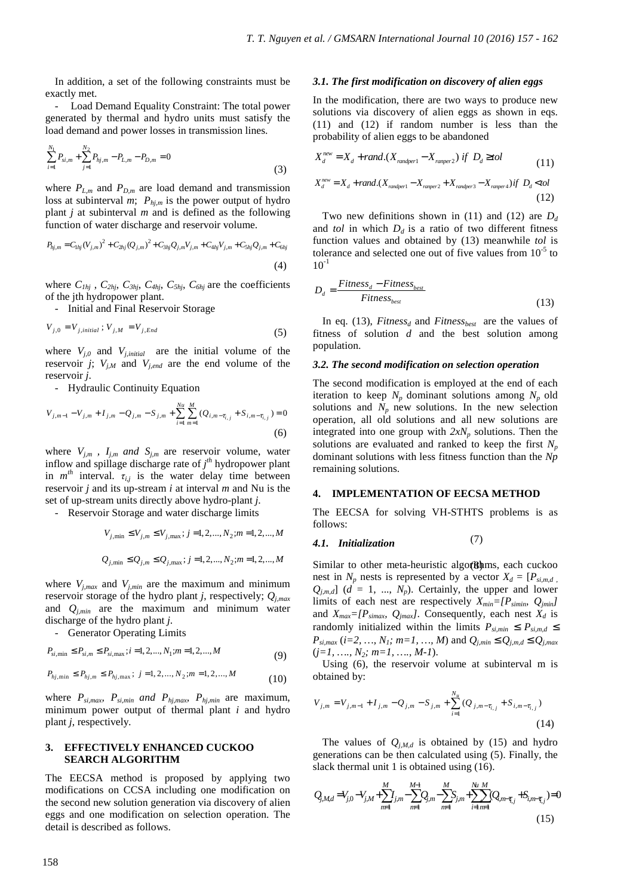In addition, a set of the following constraints must be exactly met.

- Load Demand Equality Constraint: The total power generated by thermal and hydro units must satisfy the load demand and power losses in transmission lines.

$$\sum_{i=1}^{N_1} P_{si,m} + \sum_{j=1}^{N_2} P_{hj,m} - P_{L,m} - P_{D,m} = 0 \tag{3}$$

where $P_{L,m}$ and $P_{D,m}$ are load demand and transmission loss at subinterval $m$; $P_{hj,m}$ is the power output of hydro plant $j$ at subinterval $m$ and is defined as the following function of water discharge and reservoir volume.

$$P_{hj,m} = C_{1hj}(V_{j,m})^2 + C_{2hj}(Q_{j,m})^2 + C_{3hj}Q_{j,m}V_{j,m} + C_{4hj}V_{j,m} + C_{5hj}Q_{j,m} + C_{6hj} \tag{4}$$

where $C_{1hj}$ , $C_{2hj}$, $C_{3hj}$, $C_{4hj}$, $C_{5hj}$, $C_{6hj}$ are the coefficients of the jth hydropower plant.

- Initial and Final Reservoir Storage

$$V_{j,0} = V_{j,initial} \; ; V_{j,M} = V_{j,End} \tag{5}$$

where $V_{j,0}$ and $V_{j,initial}$ are the initial volume of the reservoir $j$; $V_{j,M}$ and $V_{j,end}$ are the end volume of the reservoir $j$.

- Hydraulic Continuity Equation

$$V_{j,m-1} - V_{j,m} + I_{j,m} - Q_{j,m} - S_{j,m} + \sum_{i=1}^{Nu} \sum_{m=1}^{M} (Q_{i,m-\tau_{i,j}} + S_{i,m-\tau_{i,j}}) = 0 \tag{6}$$

where $V_{j,m}$ , $I_{j,m}$ *and* $S_{j,m}$ are reservoir volume, water inflow and spillage discharge rate of $j^{th}$ hydropower plant in $m^{th}$ interval. $\tau_{i,j}$ is the water delay time between reservoir $j$ and its up-stream $i$ at interval $m$ and Nu is the set of up-stream units directly above hydro-plant $j$.

- Reservoir Storage and water discharge limits

$$V_{j,\min} \le V_{j,m} \le V_{j,\max} \; ; j = 1,2,...,N_2; m = 1,2,...,M \tag{7}$$

$$Q_{j,\min} \le Q_{j,m} \le Q_{j,\max} \; ; j = 1,2,...,N_2; m = 1,2,...,M \tag{8}$$

where $V_{j,max}$ and $V_{j,min}$ are the maximum and minimum reservoir storage of the hydro plant $j$, respectively; $Q_{j,max}$ and $Q_{j,min}$ are the maximum and minimum water discharge of the hydro plant $j$.

- Generator Operating Limits

$$P_{si,\min} \le P_{si,m} \le P_{si,\max} ; i = 1,2,...,N_1; m = 1,2,...,M \tag{9}$$

$$P_{hj,\min} \le P_{hj,m} \le P_{hj,\max} \; ; \; j = 1,2,...,N_2; m = 1,2,...,M \tag{10}$$

where $P_{si,max}$, $P_{si,min}$ *and* $P_{hj,max}$, $P_{hj,min}$ are maximum, minimum power output of thermal plant $i$ and hydro plant $j$, respectively.

## 3. EFFECTIVELY ENHANCED CUCKOO SEARCH ALGORITHM

The EECSA method is proposed by applying two modifications on CCSA including one modification on the second new solution generation via discovery of alien eggs and one modification on selection operation. The detail is described as follows.

### *3.1. The first modification on discovery of alien eggs*

In the modification, there are two ways to produce new solutions via discovery of alien eggs as shown in eqs. (11) and (12) if random number is less than the probability of alien eggs to be abandoned

$$X_d^{new} = X_d + rand.(X_{randper1} - X_{ranper2}) \; if \; D_d \ge tol \tag{11}$$

$$X_d^{new} = X_d + rand.(X_{randper1} - X_{ranper2} + X_{randper3} - X_{ranper4}) if \; D_d < tol \tag{12}$$

Two new definitions shown in (11) and (12) are $D_d$ and *tol* in which $D_d$ is a ratio of two different fitness function values and obtained by (13) meanwhile *tol* is tolerance and selected one out of five values from $10^{-5}$ to $10^{-1}$

$$D_d = \frac{Fitness_d - Fitness_{best}}{Fitness_{best}} \tag{13}$$

In eq. (13), $Fitness_d$ and $Fitness_{best}$ are the values of fitness of solution $d$ and the best solution among population.

### *3.2. The second modification on selection operation*

The second modification is employed at the end of each iteration to keep $N_p$ dominant solutions among $N_p$ old solutions and $N_p$ new solutions. In the new selection operation, all old solutions and all new solutions are integrated into one group with $2xN_p$ solutions. Then the solutions are evaluated and ranked to keep the first $N_p$ dominant solutions with less fitness function than the $Np$ remaining solutions.

## 4. IMPLEMENTATION OF EECSA METHOD

The EECSA for solving VH-STHTS problems is as follows:

### *4.1. Initialization*

Similar to other meta-heuristic algorithms, each cuckoo nest in $N_p$ nests is represented by a vector $X_d = [P_{si,m,d}$ , $Q_{j,m,d}]$ ($d$ = 1, ..., $N_p$). Certainly, the upper and lower limits of each nest are respectively $X_{min}=[P_{simin}, Q_{jmin}]$ and $X_{max}=[P_{simax}, Q_{jmax}]$. Consequently, each nest $X_d$ is randomly initialized within the limits $P_{si,min} \le P_{si,m,d} \le P_{si,max}$ ($i$=2, …, $N_1$; $m$=1, …, $M$) and $Q_{j,min} \le Q_{j,m,d} \le Q_{j,max}$ ($j$=1, …., $N_2$; $m$=1, …., $M$-1).

Using (6), the reservoir volume at subinterval m is obtained by:

$$V_{j,m} = V_{j,m-1} + I_{j,m} - Q_{j,m} - S_{j,m} + \sum_{i=1}^{N_u} (Q_{j,m-\tau_{i,j}} + S_{i,m-\tau_{i,j}}) \tag{14}$$

The values of $Q_{j,M,d}$ is obtained by (15) and hydro generations can be then calculated using (5). Finally, the slack thermal unit 1 is obtained using (16).

$$Q_{j,M,d} = V_{j,0} - V_{j,M} + \sum_{m=1}^{M} I_{j,m} - \sum_{m=1}^{M-1} Q_{j,m} - \sum_{m=1}^{M} S_{j,m} + \sum_{i=1}^{Nu} \sum_{m=1}^{M} (Q_{i,m-\tau_{i,j}} + S_{i,m-\tau_{i,j}}) = 0 \tag{15}$$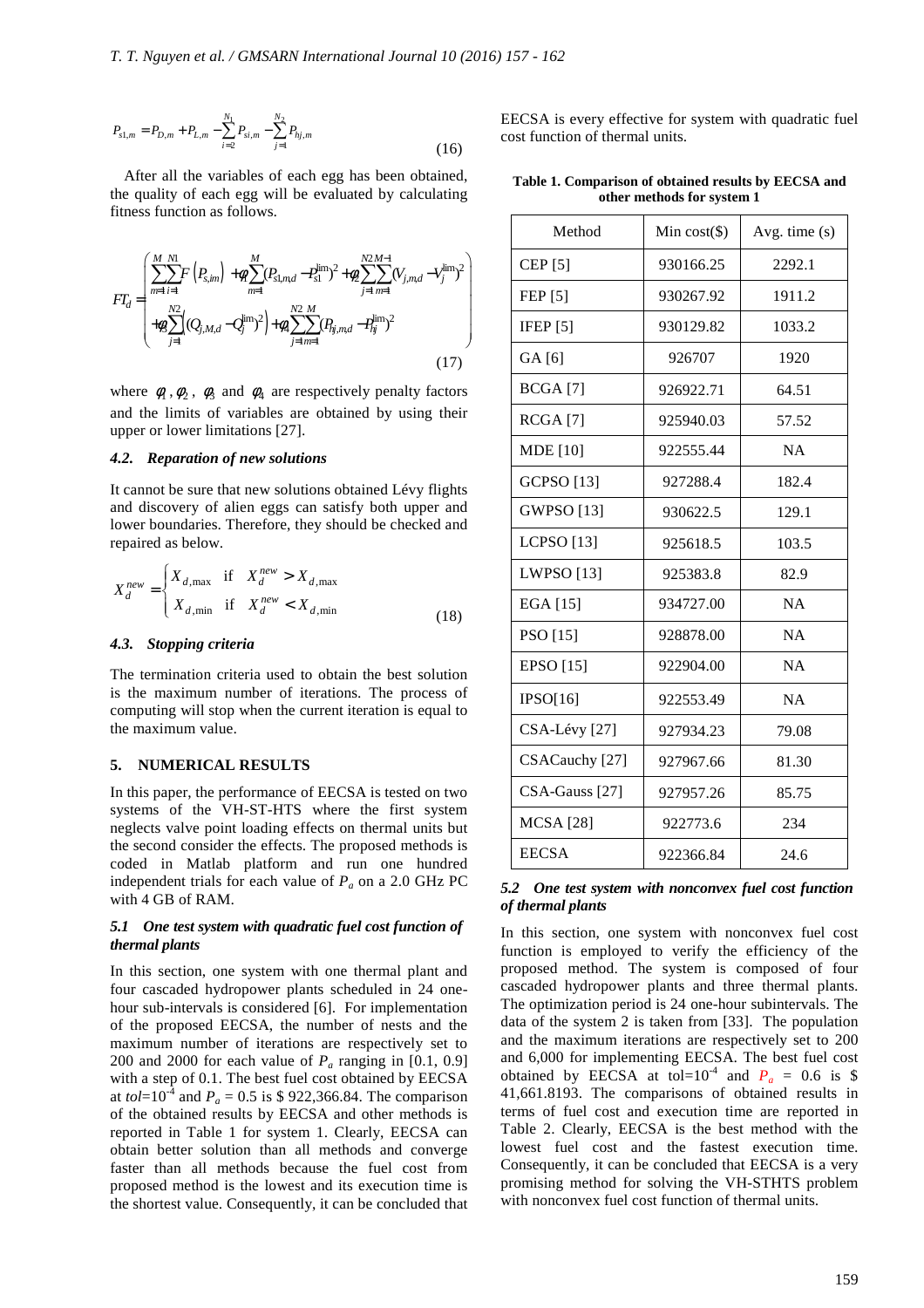$$P_{s1,m} = P_{D,m} + P_{L,m} - \sum_{i=2}^{N_1} P_{si,m} - \sum_{j=1}^{N_2} P_{hj,m} \tag{16}$$

After all the variables of each egg has been obtained, the quality of each egg will be evaluated by calculating fitness function as follows.

$$FT_d = \left( \begin{array}{l} \sum_{m=1}^{M}\sum_{i=1}^{N1} F\left(P_{s,im}\right) + \varphi_1 \sum_{m=1}^{M} (P_{s1,m,d} - P_{s1}^{\lim})^2 + \varphi_2 \sum_{j=1}^{N2}\sum_{m=1}^{M-1} (V_{j,m,d} - V_j^{\lim})^2 \\ + \varphi_3 \sum_{j=1}^{N2} \left( (Q_{j,M,d} - Q_j^{\lim})^2 \right) + \varphi_4 \sum_{j=1}^{N2}\sum_{m=1}^{M} (P_{hj,m,d} - P_{hj}^{\lim})^2 \end{array} \right) \tag{17}$$

where $\varphi_1$, $\varphi_2$, $\varphi_3$ and $\varphi_4$ are respectively penalty factors and the limits of variables are obtained by using their upper or lower limitations [27].

### 4.2. *Reparation of new solutions*

It cannot be sure that new solutions obtained Lévy flights and discovery of alien eggs can satisfy both upper and lower boundaries. Therefore, they should be checked and repaired as below.

$$X_d^{new} = \begin{cases} X_{d,\max} & \text{if} \quad X_d^{new} > X_{d,\max} \\ X_{d,\min} & \text{if} \quad X_d^{new} < X_{d,\min} \end{cases} \tag{18}$$

### 4.3. *Stopping criteria*

The termination criteria used to obtain the best solution is the maximum number of iterations. The process of computing will stop when the current iteration is equal to the maximum value.

## 5. NUMERICAL RESULTS

In this paper, the performance of EECSA is tested on two systems of the VH-ST-HTS where the first system neglects valve point loading effects on thermal units but the second consider the effects. The proposed methods is coded in Matlab platform and run one hundred independent trials for each value of $P_a$ on a 2.0 GHz PC with 4 GB of RAM.

### 5.1 *One test system with quadratic fuel cost function of thermal plants*

In this section, one system with one thermal plant and four cascaded hydropower plants scheduled in 24 one-hour sub-intervals is considered [6]. For implementation of the proposed EECSA, the number of nests and the maximum number of iterations are respectively set to 200 and 2000 for each value of $P_a$ ranging in [0.1, 0.9] with a step of 0.1. The best fuel cost obtained by EECSA at $tol$=$10^{-4}$ and $P_a$ = 0.5 is \$ 922,366.84. The comparison of the obtained results by EECSA and other methods is reported in Table 1 for system 1. Clearly, EECSA can obtain better solution than all methods and converge faster than all methods because the fuel cost from proposed method is the lowest and its execution time is the shortest value. Consequently, it can be concluded that EECSA is every effective for system with quadratic fuel cost function of thermal units.

**Table 1. Comparison of obtained results by EECSA and other methods for system 1**

| Method | Min cost($) | Avg. time (s) |
|---|---|---|
| CEP [5] | 930166.25 | 2292.1 |
| FEP [5] | 930267.92 | 1911.2 |
| IFEP [5] | 930129.82 | 1033.2 |
| GA [6] | 926707 | 1920 |
| BCGA [7] | 926922.71 | 64.51 |
| RCGA [7] | 925940.03 | 57.52 |
| MDE [10] | 922555.44 | NA |
| GCPSO [13] | 927288.4 | 182.4 |
| GWPSO [13] | 930622.5 | 129.1 |
| LCPSO [13] | 925618.5 | 103.5 |
| LWPSO [13] | 925383.8 | 82.9 |
| EGA [15] | 934727.00 | NA |
| PSO [15] | 928878.00 | NA |
| EPSO [15] | 922904.00 | NA |
| IPSO[16] | 922553.49 | NA |
| CSA-Lévy [27] | 927934.23 | 79.08 |
| CSACauchy [27] | 927967.66 | 81.30 |
| CSA-Gauss [27] | 927957.26 | 85.75 |
| MCSA [28] | 922773.6 | 234 |
| EECSA | 922366.84 | 24.6 |

### 5.2 *One test system with nonconvex fuel cost function of thermal plants*

In this section, one system with nonconvex fuel cost function is employed to verify the efficiency of the proposed method. The system is composed of four cascaded hydropower plants and three thermal plants. The optimization period is 24 one-hour subintervals. The data of the system 2 is taken from [33]. The population and the maximum iterations are respectively set to 200 and 6,000 for implementing EECSA. The best fuel cost obtained by EECSA at tol=$10^{-4}$ and $P_a$ = 0.6 is \$ 41,661.8193. The comparisons of obtained results in terms of fuel cost and execution time are reported in Table 2. Clearly, EECSA is the best method with the lowest fuel cost and the fastest execution time. Consequently, it can be concluded that EECSA is a very promising method for solving the VH-STHTS problem with nonconvex fuel cost function of thermal units.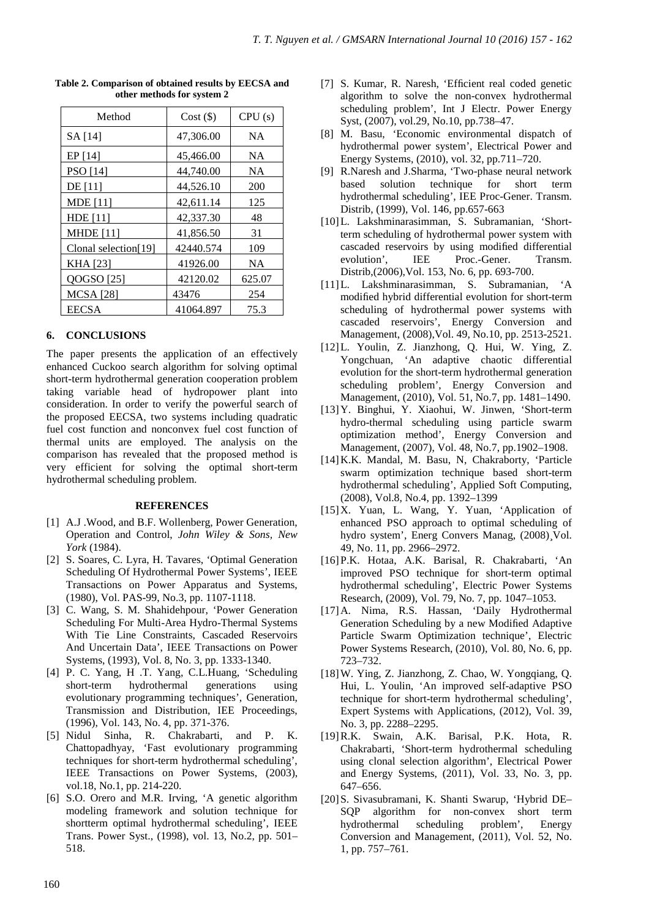**Table 2. Comparison of obtained results by EECSA and other methods for system 2**

| Method | Cost ($) | CPU (s) |
|---|---|---|
| SA [14] | 47,306.00 | NA |
| EP [14] | 45,466.00 | NA |
| PSO [14] | 44,740.00 | NA |
| DE [11] | 44,526.10 | 200 |
| MDE [11] | 42,611.14 | 125 |
| HDE [11] | 42,337.30 | 48 |
| MHDE [11] | 41,856.50 | 31 |
| Clonal selection[19] | 42440.574 | 109 |
| KHA [23] | 41926.00 | NA |
| QOGSO [25] | 42120.02 | 625.07 |
| MCSA [28] | 43476 | 254 |
| EECSA | 41064.897 | 75.3 |

## 6. CONCLUSIONS

The paper presents the application of an effectively enhanced Cuckoo search algorithm for solving optimal short-term hydrothermal generation cooperation problem taking variable head of hydropower plant into consideration. In order to verify the powerful search of the proposed EECSA, two systems including quadratic fuel cost function and nonconvex fuel cost function of thermal units are employed. The analysis on the comparison has revealed that the proposed method is very efficient for solving the optimal short-term hydrothermal scheduling problem.

### REFERENCES

[1] A.J .Wood, and B.F. Wollenberg, Power Generation, Operation and Control, *John Wiley & Sons, New York* (1984).

[2] S. Soares, C. Lyra, H. Tavares, 'Optimal Generation Scheduling Of Hydrothermal Power Systems', IEEE Transactions on Power Apparatus and Systems, (1980), Vol. PAS-99, No.3, pp. 1107-1118.

[3] C. Wang, S. M. Shahidehpour, 'Power Generation Scheduling For Multi-Area Hydro-Thermal Systems With Tie Line Constraints, Cascaded Reservoirs And Uncertain Data', IEEE Transactions on Power Systems, (1993), Vol. 8, No. 3, pp. 1333-1340.

[4] P. C. Yang, H .T. Yang, C.L.Huang, 'Scheduling short-term hydrothermal generations using evolutionary programming techniques', Generation, Transmission and Distribution, IEE Proceedings, (1996), Vol. 143, No. 4, pp. 371-376.

[5] Nidul Sinha, R. Chakrabarti, and P. K. Chattopadhyay, 'Fast evolutionary programming techniques for short-term hydrothermal scheduling', IEEE Transactions on Power Systems, (2003), vol.18, No.1, pp. 214-220.

[6] S.O. Orero and M.R. Irving, 'A genetic algorithm modeling framework and solution technique for shortterm optimal hydrothermal scheduling', IEEE Trans. Power Syst., (1998), vol. 13, No.2, pp. 501–518.

[7] S. Kumar, R. Naresh, 'Efficient real coded genetic algorithm to solve the non-convex hydrothermal scheduling problem', Int J Electr. Power Energy Syst, (2007), vol.29, No.10, pp.738–47.

[8] M. Basu, 'Economic environmental dispatch of hydrothermal power system', Electrical Power and Energy Systems, (2010), vol. 32, pp.711–720.

[9] R.Naresh and J.Sharma, 'Two-phase neural network based solution technique for short term hydrothermal scheduling', IEE Proc-Gener. Transm. Distrib, (1999), Vol. 146, pp.657-663

[10] L. Lakshminarasimman, S. Subramanian, 'Short-term scheduling of hydrothermal power system with cascaded reservoirs by using modified differential evolution', IEE Proc.-Gener. Transm. Distrib,(2006),Vol. 153, No. 6, pp. 693-700.

[11] L. Lakshminarasimman, S. Subramanian, 'A modified hybrid differential evolution for short-term scheduling of hydrothermal power systems with cascaded reservoirs', Energy Conversion and Management, (2008),Vol. 49, No.10, pp. 2513-2521.

[12] L. Youlin, Z. Jianzhong, Q. Hui, W. Ying, Z. Yongchuan, 'An adaptive chaotic differential evolution for the short-term hydrothermal generation scheduling problem', Energy Conversion and Management, (2010), Vol. 51, No.7, pp. 1481–1490.

[13] Y. Binghui, Y. Xiaohui, W. Jinwen, 'Short-term hydro-thermal scheduling using particle swarm optimization method', Energy Conversion and Management, (2007), Vol. 48, No.7, pp.1902–1908.

[14] K.K. Mandal, M. Basu, N, Chakraborty, 'Particle swarm optimization technique based short-term hydrothermal scheduling', Applied Soft Computing, (2008), Vol.8, No.4, pp. 1392–1399

[15] X. Yuan, L. Wang, Y. Yuan, 'Application of enhanced PSO approach to optimal scheduling of hydro system', Energ Convers Manag, (2008)¸Vol. 49, No. 11, pp. 2966–2972.

[16] P.K. Hotaa, A.K. Barisal, R. Chakrabarti, 'An improved PSO technique for short-term optimal hydrothermal scheduling', Electric Power Systems Research, (2009), Vol. 79, No. 7, pp. 1047–1053.

[17] A. Nima, R.S. Hassan, 'Daily Hydrothermal Generation Scheduling by a new Modified Adaptive Particle Swarm Optimization technique', Electric Power Systems Research, (2010), Vol. 80, No. 6, pp. 723–732.

[18] W. Ying, Z. Jianzhong, Z. Chao, W. Yongqiang, Q. Hui, L. Youlin, 'An improved self-adaptive PSO technique for short-term hydrothermal scheduling', Expert Systems with Applications, (2012), Vol. 39, No. 3, pp. 2288–2295.

[19] R.K. Swain, A.K. Barisal, P.K. Hota, R. Chakrabarti, 'Short-term hydrothermal scheduling using clonal selection algorithm', Electrical Power and Energy Systems, (2011), Vol. 33, No. 3, pp. 647–656.

[20] S. Sivasubramani, K. Shanti Swarup, 'Hybrid DE–SQP algorithm for non-convex short term hydrothermal scheduling problem', Energy Conversion and Management, (2011), Vol. 52, No. 1, pp. 757–761.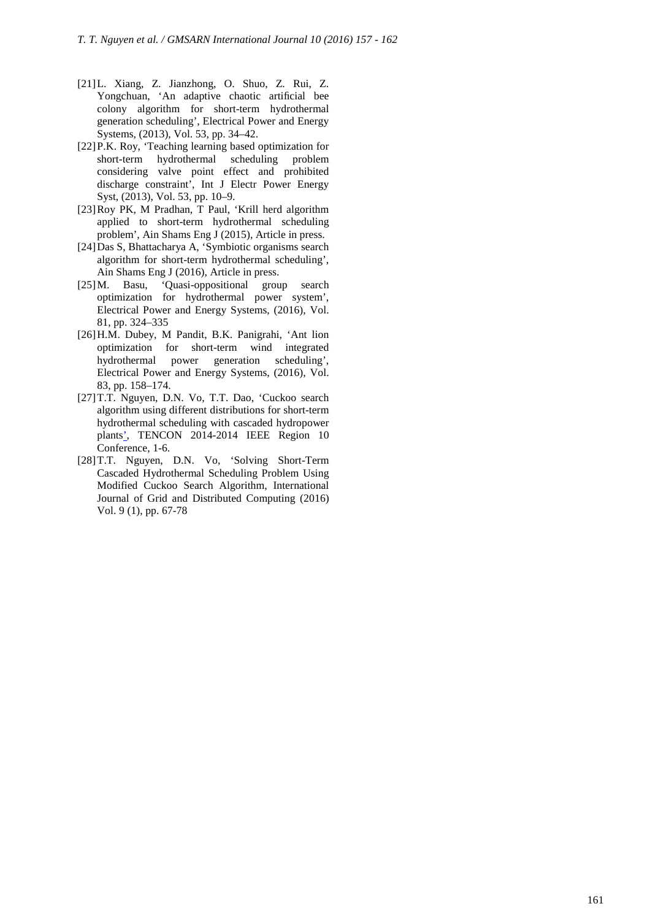[21] L. Xiang, Z. Jianzhong, O. Shuo, Z. Rui, Z. Yongchuan, 'An adaptive chaotic artificial bee colony algorithm for short-term hydrothermal generation scheduling', Electrical Power and Energy Systems, (2013), Vol. 53, pp. 34–42.

[22] P.K. Roy, 'Teaching learning based optimization for short-term hydrothermal scheduling problem considering valve point effect and prohibited discharge constraint', Int J Electr Power Energy Syst, (2013), Vol. 53, pp. 10–9.

[23] Roy PK, M Pradhan, T Paul, 'Krill herd algorithm applied to short-term hydrothermal scheduling problem', Ain Shams Eng J (2015), Article in press.

[24] Das S, Bhattacharya A, 'Symbiotic organisms search algorithm for short-term hydrothermal scheduling', Ain Shams Eng J (2016), Article in press.

[25] M. Basu, 'Quasi-oppositional group search optimization for hydrothermal power system', Electrical Power and Energy Systems, (2016), Vol. 81, pp. 324–335

[26] H.M. Dubey, M Pandit, B.K. Panigrahi, 'Ant lion optimization for short-term wind integrated hydrothermal power generation scheduling', Electrical Power and Energy Systems, (2016), Vol. 83, pp. 158–174.

[27] T.T. Nguyen, D.N. Vo, T.T. Dao, 'Cuckoo search algorithm using different distributions for short-term hydrothermal scheduling with cascaded hydropower plants', TENCON 2014-2014 IEEE Region 10 Conference, 1-6.

[28] T.T. Nguyen, D.N. Vo, 'Solving Short-Term Cascaded Hydrothermal Scheduling Problem Using Modified Cuckoo Search Algorithm, International Journal of Grid and Distributed Computing (2016) Vol. 9 (1), pp. 67-78